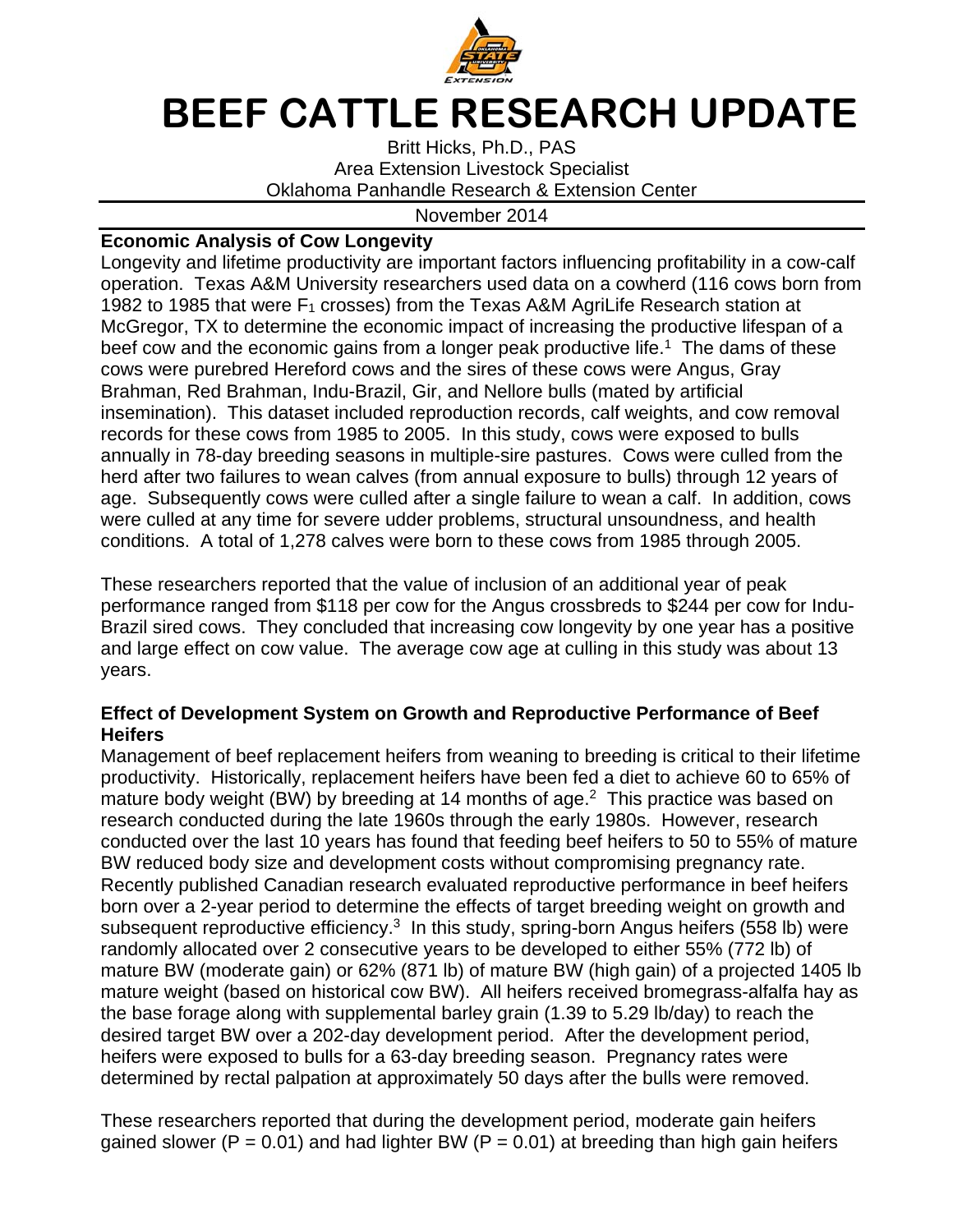# BEEF CATTLE RESEARCH UPDATE

Britt Hicks, Ph.D., PAS
Area Extension Livestock Specialist
Oklahoma Panhandle Research & Extension Center

November 2014

## Economic Analysis of Cow Longevity

Longevity and lifetime productivity are important factors influencing profitability in a cow-calf operation. Texas A&M University researchers used data on a cowherd (116 cows born from 1982 to 1985 that were $F_1$ crosses) from the Texas A&M AgriLife Research station at McGregor, TX to determine the economic impact of increasing the productive lifespan of a beef cow and the economic gains from a longer peak productive life.[1] The dams of these cows were purebred Hereford cows and the sires of these cows were Angus, Gray Brahman, Red Brahman, Indu-Brazil, Gir, and Nellore bulls (mated by artificial insemination). This dataset included reproduction records, calf weights, and cow removal records for these cows from 1985 to 2005. In this study, cows were exposed to bulls annually in 78-day breeding seasons in multiple-sire pastures. Cows were culled from the herd after two failures to wean calves (from annual exposure to bulls) through 12 years of age. Subsequently cows were culled after a single failure to wean a calf. In addition, cows were culled at any time for severe udder problems, structural unsoundness, and health conditions. A total of 1,278 calves were born to these cows from 1985 through 2005.

These researchers reported that the value of inclusion of an additional year of peak performance ranged from $118 per cow for the Angus crossbreds to $244 per cow for Indu-Brazil sired cows. They concluded that increasing cow longevity by one year has a positive and large effect on cow value. The average cow age at culling in this study was about 13 years.

## Effect of Development System on Growth and Reproductive Performance of Beef Heifers

Management of beef replacement heifers from weaning to breeding is critical to their lifetime productivity. Historically, replacement heifers have been fed a diet to achieve 60 to 65% of mature body weight (BW) by breeding at 14 months of age.[2] This practice was based on research conducted during the late 1960s through the early 1980s. However, research conducted over the last 10 years has found that feeding beef heifers to 50 to 55% of mature BW reduced body size and development costs without compromising pregnancy rate. Recently published Canadian research evaluated reproductive performance in beef heifers born over a 2-year period to determine the effects of target breeding weight on growth and subsequent reproductive efficiency.[3] In this study, spring-born Angus heifers (558 lb) were randomly allocated over 2 consecutive years to be developed to either 55% (772 lb) of mature BW (moderate gain) or 62% (871 lb) of mature BW (high gain) of a projected 1405 lb mature weight (based on historical cow BW). All heifers received bromegrass-alfalfa hay as the base forage along with supplemental barley grain (1.39 to 5.29 lb/day) to reach the desired target BW over a 202-day development period. After the development period, heifers were exposed to bulls for a 63-day breeding season. Pregnancy rates were determined by rectal palpation at approximately 50 days after the bulls were removed.

These researchers reported that during the development period, moderate gain heifers gained slower ($P = 0.01$) and had lighter BW ($P = 0.01$) at breeding than high gain heifers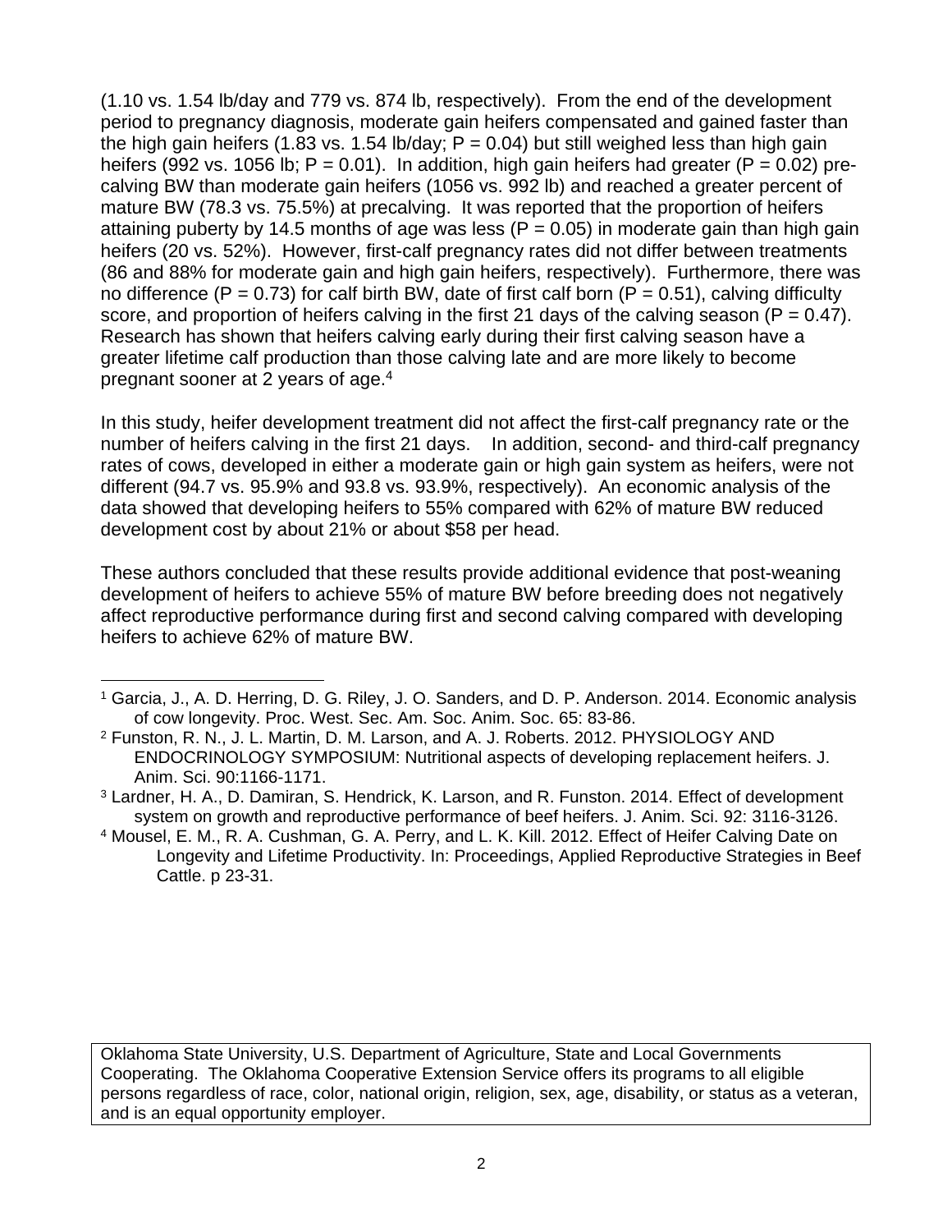(1.10 vs. 1.54 lb/day and 779 vs. 874 lb, respectively). From the end of the development period to pregnancy diagnosis, moderate gain heifers compensated and gained faster than the high gain heifers (1.83 vs. 1.54 lb/day; $P = 0.04$) but still weighed less than high gain heifers (992 vs. 1056 lb; $P = 0.01$). In addition, high gain heifers had greater ($P = 0.02$) pre-calving BW than moderate gain heifers (1056 vs. 992 lb) and reached a greater percent of mature BW (78.3 vs. 75.5%) at precalving. It was reported that the proportion of heifers attaining puberty by 14.5 months of age was less ($P = 0.05$) in moderate gain than high gain heifers (20 vs. 52%). However, first-calf pregnancy rates did not differ between treatments (86 and 88% for moderate gain and high gain heifers, respectively). Furthermore, there was no difference ($P = 0.73$) for calf birth BW, date of first calf born ($P = 0.51$), calving difficulty score, and proportion of heifers calving in the first 21 days of the calving season ($P = 0.47$). Research has shown that heifers calving early during their first calving season have a greater lifetime calf production than those calving late and are more likely to become pregnant sooner at 2 years of age.[4]

In this study, heifer development treatment did not affect the first-calf pregnancy rate or the number of heifers calving in the first 21 days. In addition, second- and third-calf pregnancy rates of cows, developed in either a moderate gain or high gain system as heifers, were not different (94.7 vs. 95.9% and 93.8 vs. 93.9%, respectively). An economic analysis of the data showed that developing heifers to 55% compared with 62% of mature BW reduced development cost by about 21% or about $58 per head.

These authors concluded that these results provide additional evidence that post-weaning development of heifers to achieve 55% of mature BW before breeding does not negatively affect reproductive performance during first and second calving compared with developing heifers to achieve 62% of mature BW.

---

[1] Garcia, J., A. D. Herring, D. G. Riley, J. O. Sanders, and D. P. Anderson. 2014. Economic analysis of cow longevity. Proc. West. Sec. Am. Soc. Anim. Soc. 65: 83-86.

[2] Funston, R. N., J. L. Martin, D. M. Larson, and A. J. Roberts. 2012. PHYSIOLOGY AND ENDOCRINOLOGY SYMPOSIUM: Nutritional aspects of developing replacement heifers. J. Anim. Sci. 90:1166-1171.

[3] Lardner, H. A., D. Damiran, S. Hendrick, K. Larson, and R. Funston. 2014. Effect of development system on growth and reproductive performance of beef heifers. J. Anim. Sci. 92: 3116-3126.

[4] Mousel, E. M., R. A. Cushman, G. A. Perry, and L. K. Kill. 2012. Effect of Heifer Calving Date on Longevity and Lifetime Productivity. In: Proceedings, Applied Reproductive Strategies in Beef Cattle. p 23-31.

Oklahoma State University, U.S. Department of Agriculture, State and Local Governments Cooperating. The Oklahoma Cooperative Extension Service offers its programs to all eligible persons regardless of race, color, national origin, religion, sex, age, disability, or status as a veteran, and is an equal opportunity employer.